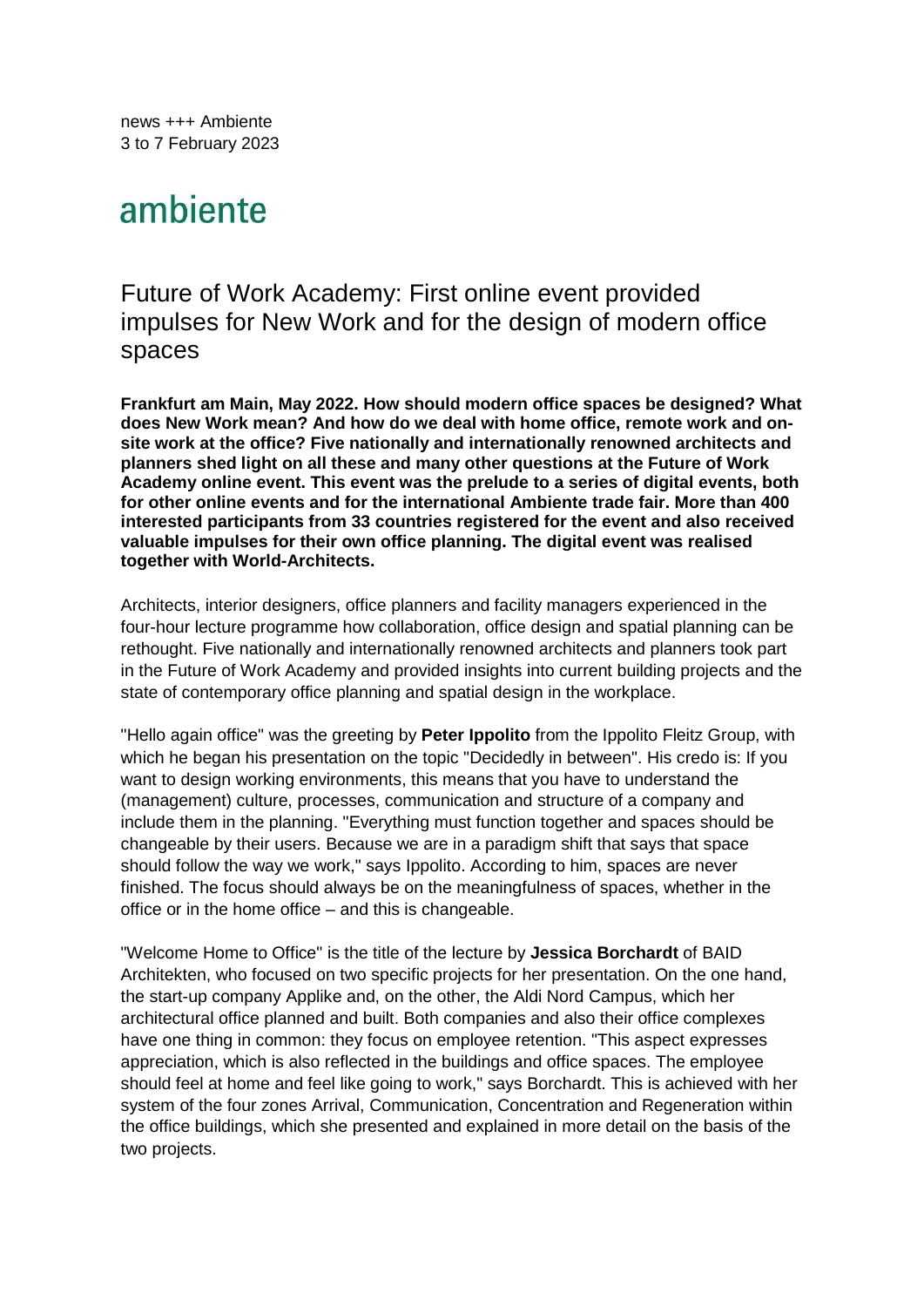news +++ Ambiente
3 to 7 February 2023

ambiente

# Future of Work Academy: First online event provided impulses for New Work and for the design of modern office spaces

**Frankfurt am Main, May 2022. How should modern office spaces be designed? What does New Work mean? And how do we deal with home office, remote work and on-site work at the office? Five nationally and internationally renowned architects and planners shed light on all these and many other questions at the Future of Work Academy online event. This event was the prelude to a series of digital events, both for other online events and for the international Ambiente trade fair. More than 400 interested participants from 33 countries registered for the event and also received valuable impulses for their own office planning. The digital event was realised together with World-Architects.**

Architects, interior designers, office planners and facility managers experienced in the four-hour lecture programme how collaboration, office design and spatial planning can be rethought. Five nationally and internationally renowned architects and planners took part in the Future of Work Academy and provided insights into current building projects and the state of contemporary office planning and spatial design in the workplace.

"Hello again office" was the greeting by **Peter Ippolito** from the Ippolito Fleitz Group, with which he began his presentation on the topic "Decidedly in between". His credo is: If you want to design working environments, this means that you have to understand the (management) culture, processes, communication and structure of a company and include them in the planning. "Everything must function together and spaces should be changeable by their users. Because we are in a paradigm shift that says that space should follow the way we work," says Ippolito. According to him, spaces are never finished. The focus should always be on the meaningfulness of spaces, whether in the office or in the home office – and this is changeable.

"Welcome Home to Office" is the title of the lecture by **Jessica Borchardt** of BAID Architekten, who focused on two specific projects for her presentation. On the one hand, the start-up company Applike and, on the other, the Aldi Nord Campus, which her architectural office planned and built. Both companies and also their office complexes have one thing in common: they focus on employee retention. "This aspect expresses appreciation, which is also reflected in the buildings and office spaces. The employee should feel at home and feel like going to work," says Borchardt. This is achieved with her system of the four zones Arrival, Communication, Concentration and Regeneration within the office buildings, which she presented and explained in more detail on the basis of the two projects.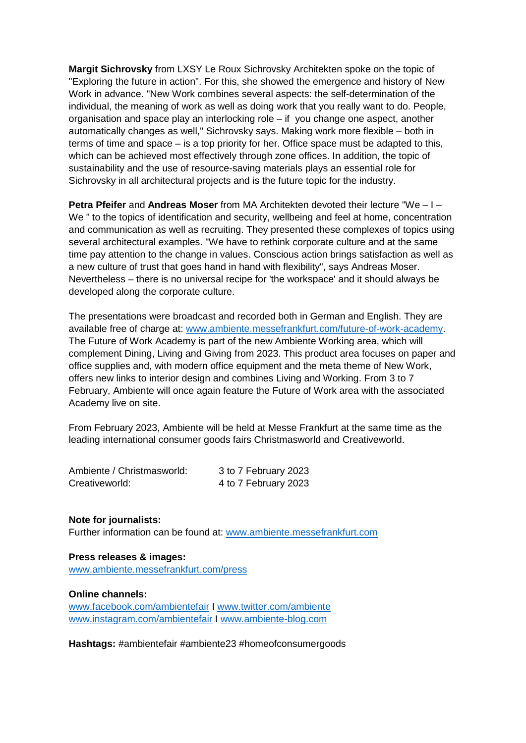**Margit Sichrovsky** from LXSY Le Roux Sichrovsky Architekten spoke on the topic of "Exploring the future in action". For this, she showed the emergence and history of New Work in advance. "New Work combines several aspects: the self-determination of the individual, the meaning of work as well as doing work that you really want to do. People, organisation and space play an interlocking role – if you change one aspect, another automatically changes as well," Sichrovsky says. Making work more flexible – both in terms of time and space – is a top priority for her. Office space must be adapted to this, which can be achieved most effectively through zone offices. In addition, the topic of sustainability and the use of resource-saving materials plays an essential role for Sichrovsky in all architectural projects and is the future topic for the industry.

**Petra Pfeifer** and **Andreas Moser** from MA Architekten devoted their lecture "We – I – We " to the topics of identification and security, wellbeing and feel at home, concentration and communication as well as recruiting. They presented these complexes of topics using several architectural examples. "We have to rethink corporate culture and at the same time pay attention to the change in values. Conscious action brings satisfaction as well as a new culture of trust that goes hand in hand with flexibility", says Andreas Moser. Nevertheless – there is no universal recipe for 'the workspace' and it should always be developed along the corporate culture.

The presentations were broadcast and recorded both in German and English. They are available free of charge at: [www.ambiente.messefrankfurt.com/future-of-work-academy](http://www.ambiente.messefrankfurt.com/future-of-work-academy). The Future of Work Academy is part of the new Ambiente Working area, which will complement Dining, Living and Giving from 2023. This product area focuses on paper and office supplies and, with modern office equipment and the meta theme of New Work, offers new links to interior design and combines Living and Working. From 3 to 7 February, Ambiente will once again feature the Future of Work area with the associated Academy live on site.

From February 2023, Ambiente will be held at Messe Frankfurt at the same time as the leading international consumer goods fairs Christmasworld and Creativeworld.

| | |
|---|---|
| Ambiente / Christmasworld: | 3 to 7 February 2023 |
| Creativeworld: | 4 to 7 February 2023 |

**Note for journalists:**
Further information can be found at: [www.ambiente.messefrankfurt.com](http://www.ambiente.messefrankfurt.com)

**Press releases & images:**
[www.ambiente.messefrankfurt.com/press](http://www.ambiente.messefrankfurt.com/press)

**Online channels:**
[www.facebook.com/ambientefair](http://www.facebook.com/ambientefair) I [www.twitter.com/ambiente](http://www.twitter.com/ambiente)
[www.instagram.com/ambientefair](http://www.instagram.com/ambientefair) I [www.ambiente-blog.com](http://www.ambiente-blog.com)

**Hashtags:** #ambientefair #ambiente23 #homeofconsumergoods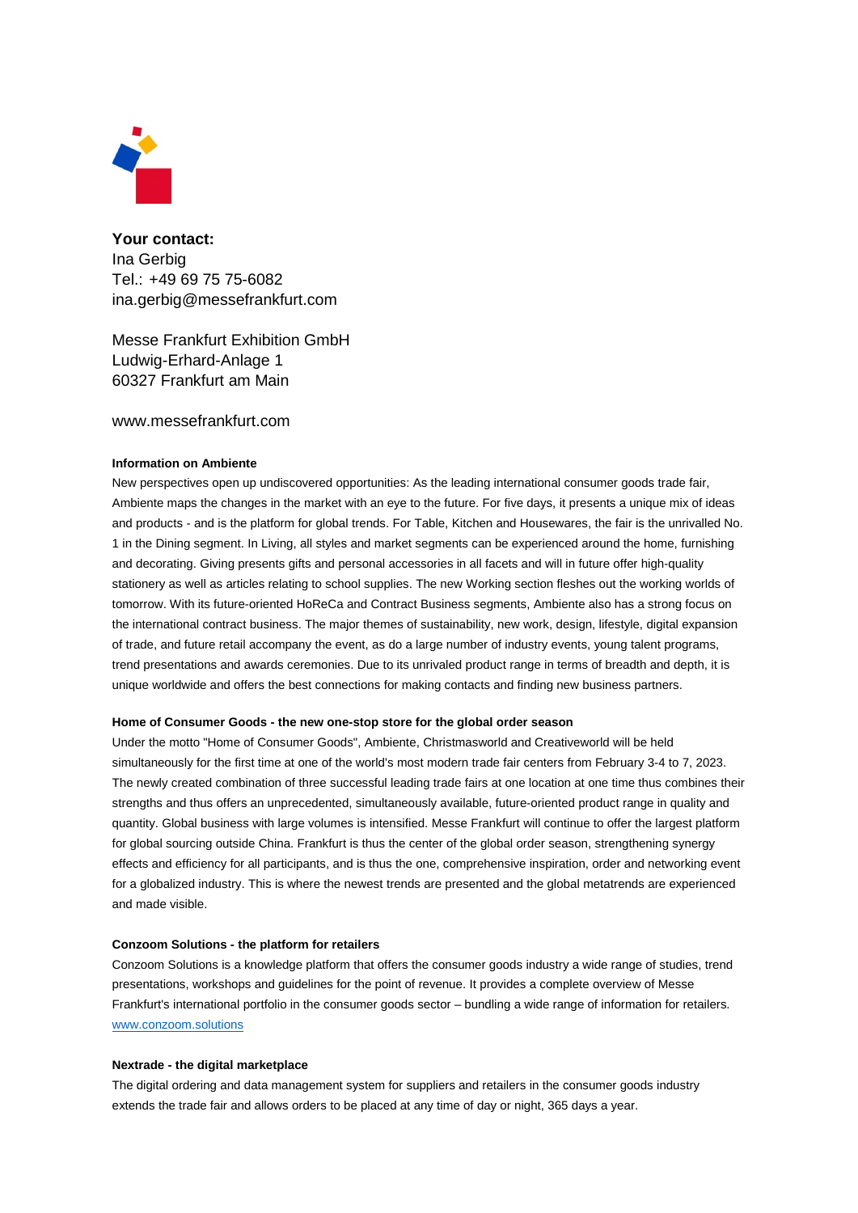**Your contact:**
Ina Gerbig
Tel.: +49 69 75 75-6082
ina.gerbig@messefrankfurt.com

Messe Frankfurt Exhibition GmbH
Ludwig-Erhard-Anlage 1
60327 Frankfurt am Main

www.messefrankfurt.com

**Information on Ambiente**

New perspectives open up undiscovered opportunities: As the leading international consumer goods trade fair, Ambiente maps the changes in the market with an eye to the future. For five days, it presents a unique mix of ideas and products - and is the platform for global trends. For Table, Kitchen and Housewares, the fair is the unrivalled No. 1 in the Dining segment. In Living, all styles and market segments can be experienced around the home, furnishing and decorating. Giving presents gifts and personal accessories in all facets and will in future offer high-quality stationery as well as articles relating to school supplies. The new Working section fleshes out the working worlds of tomorrow. With its future-oriented HoReCa and Contract Business segments, Ambiente also has a strong focus on the international contract business. The major themes of sustainability, new work, design, lifestyle, digital expansion of trade, and future retail accompany the event, as do a large number of industry events, young talent programs, trend presentations and awards ceremonies. Due to its unrivaled product range in terms of breadth and depth, it is unique worldwide and offers the best connections for making contacts and finding new business partners.

**Home of Consumer Goods - the new one-stop store for the global order season**

Under the motto "Home of Consumer Goods", Ambiente, Christmasworld and Creativeworld will be held simultaneously for the first time at one of the world's most modern trade fair centers from February 3-4 to 7, 2023. The newly created combination of three successful leading trade fairs at one location at one time thus combines their strengths and thus offers an unprecedented, simultaneously available, future-oriented product range in quality and quantity. Global business with large volumes is intensified. Messe Frankfurt will continue to offer the largest platform for global sourcing outside China. Frankfurt is thus the center of the global order season, strengthening synergy effects and efficiency for all participants, and is thus the one, comprehensive inspiration, order and networking event for a globalized industry. This is where the newest trends are presented and the global metatrends are experienced and made visible.

**Conzoom Solutions - the platform for retailers**

Conzoom Solutions is a knowledge platform that offers the consumer goods industry a wide range of studies, trend presentations, workshops and guidelines for the point of revenue. It provides a complete overview of Messe Frankfurt's international portfolio in the consumer goods sector – bundling a wide range of information for retailers.
www.conzoom.solutions

**Nextrade - the digital marketplace**

The digital ordering and data management system for suppliers and retailers in the consumer goods industry extends the trade fair and allows orders to be placed at any time of day or night, 365 days a year.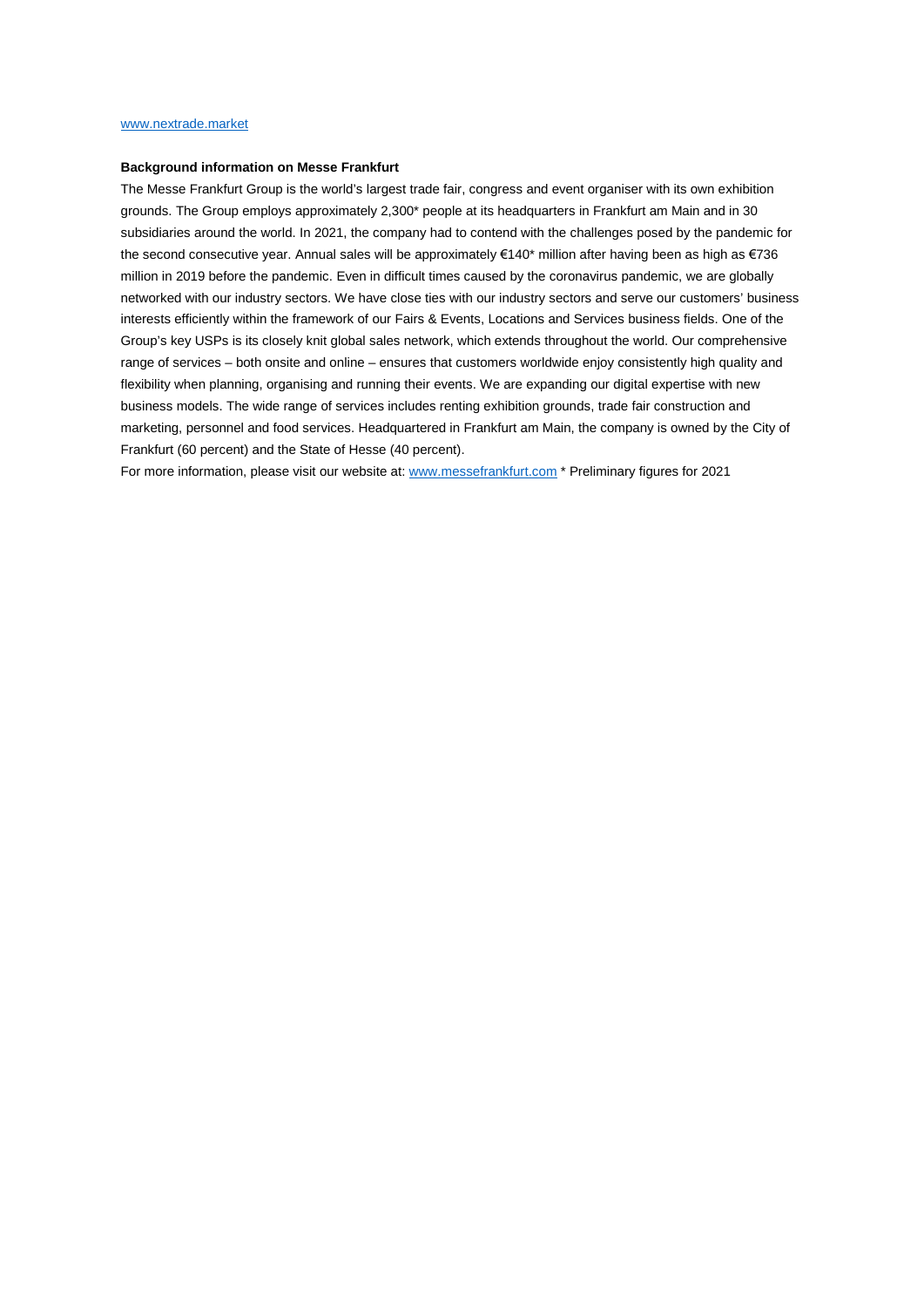www.nextrade.market

**Background information on Messe Frankfurt**

The Messe Frankfurt Group is the world's largest trade fair, congress and event organiser with its own exhibition grounds. The Group employs approximately 2,300* people at its headquarters in Frankfurt am Main and in 30 subsidiaries around the world. In 2021, the company had to contend with the challenges posed by the pandemic for the second consecutive year. Annual sales will be approximately €140* million after having been as high as €736 million in 2019 before the pandemic. Even in difficult times caused by the coronavirus pandemic, we are globally networked with our industry sectors. We have close ties with our industry sectors and serve our customers' business interests efficiently within the framework of our Fairs & Events, Locations and Services business fields. One of the Group's key USPs is its closely knit global sales network, which extends throughout the world. Our comprehensive range of services – both onsite and online – ensures that customers worldwide enjoy consistently high quality and flexibility when planning, organising and running their events. We are expanding our digital expertise with new business models. The wide range of services includes renting exhibition grounds, trade fair construction and marketing, personnel and food services. Headquartered in Frankfurt am Main, the company is owned by the City of Frankfurt (60 percent) and the State of Hesse (40 percent).

For more information, please visit our website at: www.messefrankfurt.com * Preliminary figures for 2021